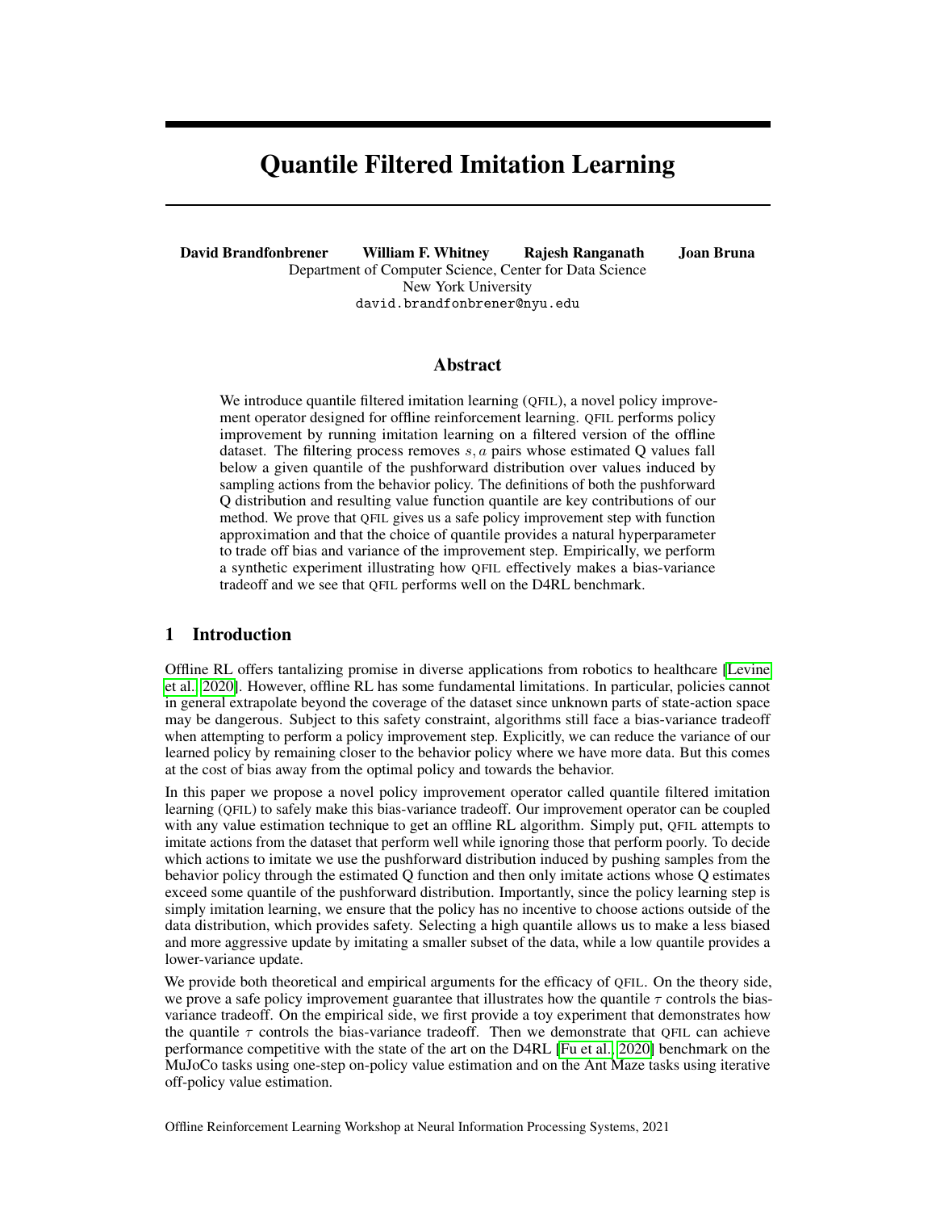# Quantile Filtered Imitation Learning

**David Brandfonbrener** **William F. Whitney** **Rajesh Ranganath** **Joan Bruna**

Department of Computer Science, Center for Data Science
New York University
david.brandfonbrener@nyu.edu

## Abstract

We introduce quantile filtered imitation learning (QFIL), a novel policy improvement operator designed for offline reinforcement learning. QFIL performs policy improvement by running imitation learning on a filtered version of the offline dataset. The filtering process removes $s, a$ pairs whose estimated Q values fall below a given quantile of the pushforward distribution over values induced by sampling actions from the behavior policy. The definitions of both the pushforward Q distribution and resulting value function quantile are key contributions of our method. We prove that QFIL gives us a safe policy improvement step with function approximation and that the choice of quantile provides a natural hyperparameter to trade off bias and variance of the improvement step. Empirically, we perform a synthetic experiment illustrating how QFIL effectively makes a bias-variance tradeoff and we see that QFIL performs well on the D4RL benchmark.

## 1 Introduction

Offline RL offers tantalizing promise in diverse applications from robotics to healthcare [Levine et al., 2020]. However, offline RL has some fundamental limitations. In particular, policies cannot in general extrapolate beyond the coverage of the dataset since unknown parts of state-action space may be dangerous. Subject to this safety constraint, algorithms still face a bias-variance tradeoff when attempting to perform a policy improvement step. Explicitly, we can reduce the variance of our learned policy by remaining closer to the behavior policy where we have more data. But this comes at the cost of bias away from the optimal policy and towards the behavior.

In this paper we propose a novel policy improvement operator called quantile filtered imitation learning (QFIL) to safely make this bias-variance tradeoff. Our improvement operator can be coupled with any value estimation technique to get an offline RL algorithm. Simply put, QFIL attempts to imitate actions from the dataset that perform well while ignoring those that perform poorly. To decide which actions to imitate we use the pushforward distribution induced by pushing samples from the behavior policy through the estimated Q function and then only imitate actions whose Q estimates exceed some quantile of the pushforward distribution. Importantly, since the policy learning step is simply imitation learning, we ensure that the policy has no incentive to choose actions outside of the data distribution, which provides safety. Selecting a high quantile allows us to make a less biased and more aggressive update by imitating a smaller subset of the data, while a low quantile provides a lower-variance update.

We provide both theoretical and empirical arguments for the efficacy of QFIL. On the theory side, we prove a safe policy improvement guarantee that illustrates how the quantile $\tau$ controls the bias-variance tradeoff. On the empirical side, we first provide a toy experiment that demonstrates how the quantile $\tau$ controls the bias-variance tradeoff. Then we demonstrate that QFIL can achieve performance competitive with the state of the art on the D4RL [Fu et al., 2020] benchmark on the MuJoCo tasks using one-step on-policy value estimation and on the Ant Maze tasks using iterative off-policy value estimation.

Offline Reinforcement Learning Workshop at Neural Information Processing Systems, 2021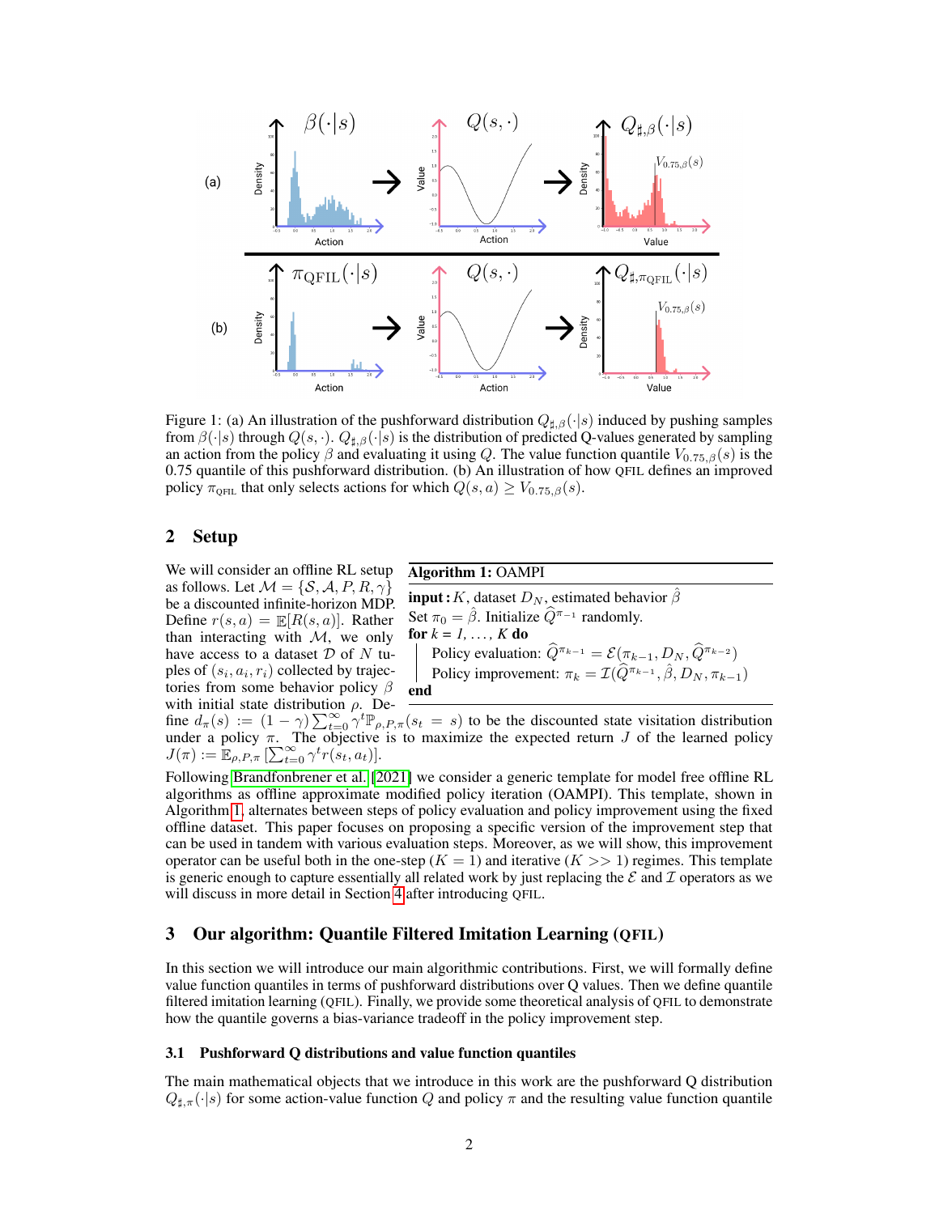Figure 1: (a) An illustration of the pushforward distribution $Q_{\sharp,\beta}(\cdot|s)$ induced by pushing samples from $\beta(\cdot|s)$ through $Q(s,\cdot)$. $Q_{\sharp,\beta}(\cdot|s)$ is the distribution of predicted Q-values generated by sampling an action from the policy $\beta$ and evaluating it using $Q$. The value function quantile $V_{0.75,\beta}(s)$ is the 0.75 quantile of this pushforward distribution. (b) An illustration of how QFIL defines an improved policy $\pi_{\text{QFIL}}$ that only selects actions for which $Q(s,a) \geq V_{0.75,\beta}(s)$.

## 2 Setup

We will consider an offline RL setup as follows. Let $\mathcal{M} = \{\mathcal{S}, \mathcal{A}, P, R, \gamma\}$ be a discounted infinite-horizon MDP. Define $r(s,a) = \mathbb{E}[R(s,a)]$. Rather than interacting with $\mathcal{M}$, we only have access to a dataset $\mathcal{D}$ of $N$ tuples of $(s_i, a_i, r_i)$ collected by trajectories from some behavior policy $\beta$ with initial state distribution $\rho$. Define $d_\pi(s) := (1-\gamma)\sum_{t=0}^{\infty} \gamma^t \mathbb{P}_{\rho,P,\pi}(s_t = s)$ to be the discounted state visitation distribution under a policy $\pi$. The objective is to maximize the expected return $J$ of the learned policy $J(\pi) := \mathbb{E}_{\rho,P,\pi}\left[\sum_{t=0}^{\infty} \gamma^t r(s_t, a_t)\right]$.

**Algorithm 1:** OAMPI

**input :** $K$, dataset $D_N$, estimated behavior $\hat{\beta}$
Set $\pi_0 = \hat{\beta}$. Initialize $\widehat{Q}^{\pi_{-1}}$ randomly.
**for** $k = 1, \ldots, K$ **do**
  Policy evaluation: $\widehat{Q}^{\pi_{k-1}} = \mathcal{E}(\pi_{k-1}, D_N, \widehat{Q}^{\pi_{k-2}})$
  Policy improvement: $\pi_k = \mathcal{I}(\widehat{Q}^{\pi_{k-1}}, \hat{\beta}, D_N, \pi_{k-1})$
**end**

Following Brandfonbrener et al. [2021] we consider a generic template for model free offline RL algorithms as offline approximate modified policy iteration (OAMPI). This template, shown in Algorithm 1, alternates between steps of policy evaluation and policy improvement using the fixed offline dataset. This paper focuses on proposing a specific version of the improvement step that can be used in tandem with various evaluation steps. Moreover, as we will show, this improvement operator can be useful both in the one-step ($K = 1$) and iterative ($K >> 1$) regimes. This template is generic enough to capture essentially all related work by just replacing the $\mathcal{E}$ and $\mathcal{I}$ operators as we will discuss in more detail in Section 4 after introducing QFIL.

## 3 Our algorithm: Quantile Filtered Imitation Learning (QFIL)

In this section we will introduce our main algorithmic contributions. First, we will formally define value function quantiles in terms of pushforward distributions over Q values. Then we define quantile filtered imitation learning (QFIL). Finally, we provide some theoretical analysis of QFIL to demonstrate how the quantile governs a bias-variance tradeoff in the policy improvement step.

### 3.1 Pushforward Q distributions and value function quantiles

The main mathematical objects that we introduce in this work are the pushforward Q distribution $Q_{\sharp,\pi}(\cdot|s)$ for some action-value function $Q$ and policy $\pi$ and the resulting value function quantile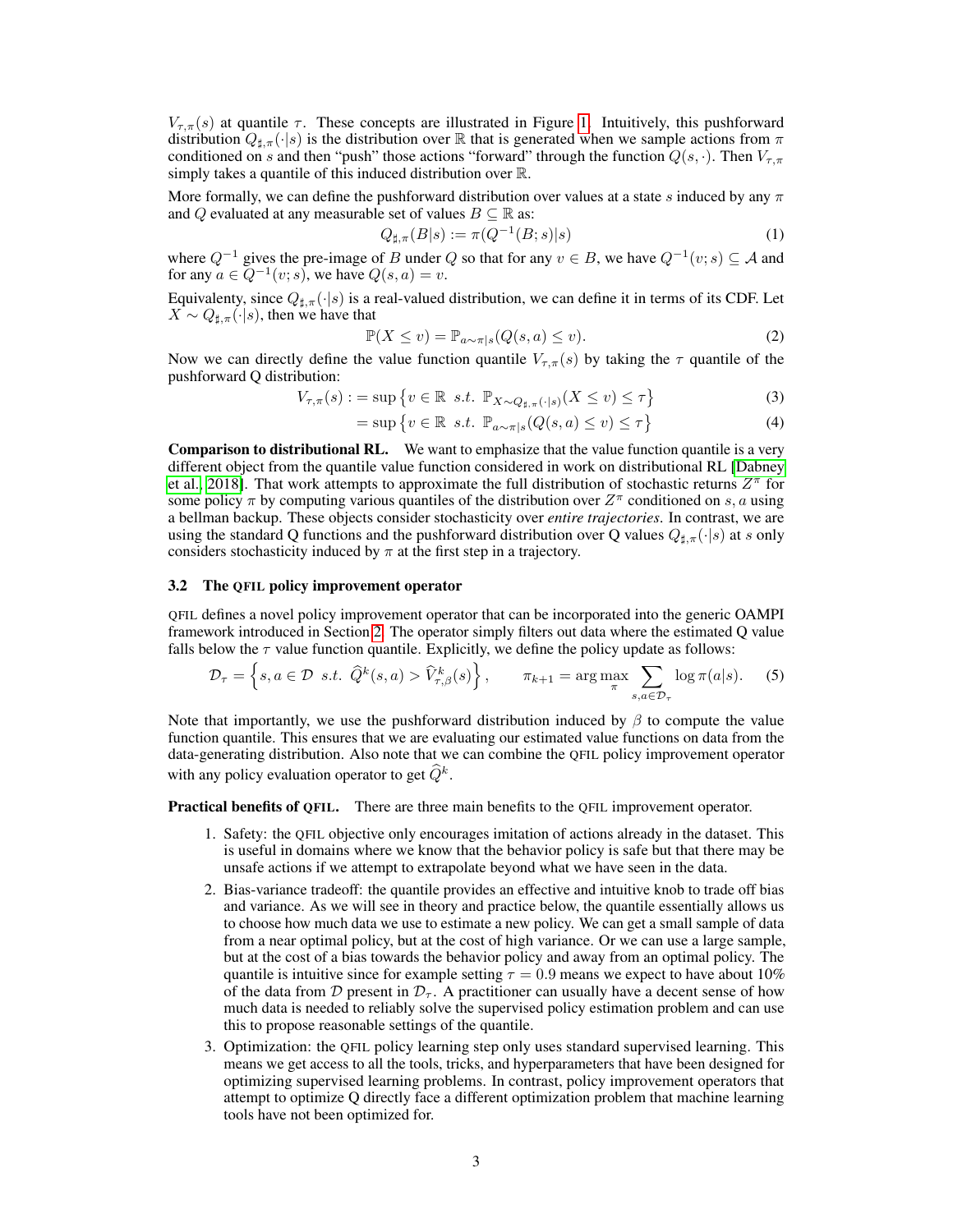$V_{\tau,\pi}(s)$ at quantile $\tau$. These concepts are illustrated in Figure 1. Intuitively, this pushforward distribution $Q_{\sharp,\pi}(\cdot|s)$ is the distribution over $\mathbb{R}$ that is generated when we sample actions from $\pi$ conditioned on $s$ and then "push" those actions "forward" through the function $Q(s,\cdot)$. Then $V_{\tau,\pi}$ simply takes a quantile of this induced distribution over $\mathbb{R}$.

More formally, we can define the pushforward distribution over values at a state $s$ induced by any $\pi$ and $Q$ evaluated at any measurable set of values $B \subseteq \mathbb{R}$ as:

$$Q_{\sharp,\pi}(B|s) := \pi(Q^{-1}(B; s)|s) \tag{1}$$

where $Q^{-1}$ gives the pre-image of $B$ under $Q$ so that for any $v \in B$, we have $Q^{-1}(v; s) \subseteq \mathcal{A}$ and for any $a \in Q^{-1}(v; s)$, we have $Q(s, a) = v$.

Equivalenty, since $Q_{\sharp,\pi}(\cdot|s)$ is a real-valued distribution, we can define it in terms of its CDF. Let $X \sim Q_{\sharp,\pi}(\cdot|s)$, then we have that

$$\mathbb{P}(X \leq v) = \mathbb{P}_{a\sim\pi|s}(Q(s, a) \leq v). \tag{2}$$

Now we can directly define the value function quantile $V_{\tau,\pi}(s)$ by taking the $\tau$ quantile of the pushforward Q distribution:

$$V_{\tau,\pi}(s) := \sup \left\{ v \in \mathbb{R} \ \ s.t. \ \ \mathbb{P}_{X\sim Q_{\sharp,\pi}(\cdot|s)}(X \leq v) \leq \tau \right\} \tag{3}$$

$$= \sup \left\{ v \in \mathbb{R} \ \ s.t. \ \ \mathbb{P}_{a\sim\pi|s}(Q(s, a) \leq v) \leq \tau \right\} \tag{4}$$

**Comparison to distributional RL.** We want to emphasize that the value function quantile is a very different object from the quantile value function considered in work on distributional RL [Dabney et al., 2018]. That work attempts to approximate the full distribution of stochastic returns $Z^\pi$ for some policy $\pi$ by computing various quantiles of the distribution over $Z^\pi$ conditioned on $s, a$ using a bellman backup. These objects consider stochasticity over *entire trajectories*. In contrast, we are using the standard Q functions and the pushforward distribution over Q values $Q_{\sharp,\pi}(\cdot|s)$ at $s$ only considers stochasticity induced by $\pi$ at the first step in a trajectory.

### 3.2 The QFIL policy improvement operator

QFIL defines a novel policy improvement operator that can be incorporated into the generic OAMPI framework introduced in Section 2. The operator simply filters out data where the estimated Q value falls below the $\tau$ value function quantile. Explicitly, we define the policy update as follows:

$$\mathcal{D}_\tau = \left\{ s, a \in \mathcal{D} \ \ s.t. \ \ \widehat{Q}^k(s, a) > \widehat{V}^k_{\tau,\beta}(s) \right\}, \qquad \pi_{k+1} = \arg\max_\pi \sum_{s,a\in\mathcal{D}_\tau} \log \pi(a|s). \tag{5}$$

Note that importantly, we use the pushforward distribution induced by $\beta$ to compute the value function quantile. This ensures that we are evaluating our estimated value functions on data from the data-generating distribution. Also note that we can combine the QFIL policy improvement operator with any policy evaluation operator to get $\widehat{Q}^k$.

**Practical benefits of QFIL.** There are three main benefits to the QFIL improvement operator.

1. Safety: the QFIL objective only encourages imitation of actions already in the dataset. This is useful in domains where we know that the behavior policy is safe but that there may be unsafe actions if we attempt to extrapolate beyond what we have seen in the data.
2. Bias-variance tradeoff: the quantile provides an effective and intuitive knob to trade off bias and variance. As we will see in theory and practice below, the quantile essentially allows us to choose how much data we use to estimate a new policy. We can get a small sample of data from a near optimal policy, but at the cost of high variance. Or we can use a large sample, but at the cost of a bias towards the behavior policy and away from an optimal policy. The quantile is intuitive since for example setting $\tau = 0.9$ means we expect to have about 10% of the data from $\mathcal{D}$ present in $\mathcal{D}_\tau$. A practitioner can usually have a decent sense of how much data is needed to reliably solve the supervised policy estimation problem and can use this to propose reasonable settings of the quantile.
3. Optimization: the QFIL policy learning step only uses standard supervised learning. This means we get access to all the tools, tricks, and hyperparameters that have been designed for optimizing supervised learning problems. In contrast, policy improvement operators that attempt to optimize Q directly face a different optimization problem that machine learning tools have not been optimized for.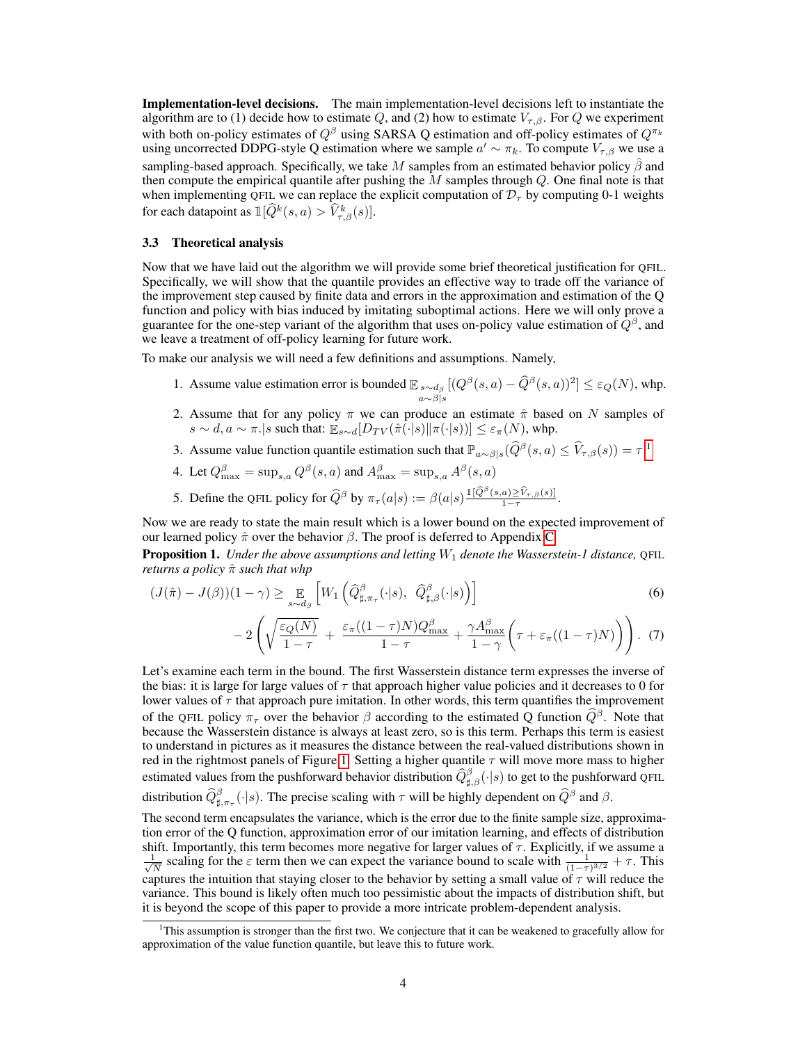**Implementation-level decisions.** The main implementation-level decisions left to instantiate the algorithm are to (1) decide how to estimate $Q$, and (2) how to estimate $V_{\tau,\beta}$. For $Q$ we experiment with both on-policy estimates of $Q^\beta$ using SARSA Q estimation and off-policy estimates of $Q^{\pi_k}$ using uncorrected DDPG-style Q estimation where we sample $a' \sim \pi_k$. To compute $V_{\tau,\beta}$ we use a sampling-based approach. Specifically, we take $M$ samples from an estimated behavior policy $\hat{\beta}$ and then compute the empirical quantile after pushing the $M$ samples through $Q$. One final note is that when implementing QFIL we can replace the explicit computation of $\mathcal{D}_\tau$ by computing 0-1 weights for each datapoint as $\mathbb{1}[\widehat{Q}^k(s,a) > \widehat{V}^k_{\tau,\beta}(s)]$.

### 3.3 Theoretical analysis

Now that we have laid out the algorithm we will provide some brief theoretical justification for QFIL. Specifically, we will show that the quantile provides an effective way to trade off the variance of the improvement step caused by finite data and errors in the approximation and estimation of the Q function and policy with bias induced by imitating suboptimal actions. Here we will only prove a guarantee for the one-step variant of the algorithm that uses on-policy value estimation of $Q^\beta$, and we leave a treatment of off-policy learning for future work.

To make our analysis we will need a few definitions and assumptions. Namely,

1. Assume value estimation error is bounded $\mathbb{E}_{\substack{s\sim d_\beta \\ a\sim\beta|s}}[(Q^\beta(s,a) - \widehat{Q}^\beta(s,a))^2] \leq \varepsilon_Q(N)$, whp.
2. Assume that for any policy $\pi$ we can produce an estimate $\hat{\pi}$ based on $N$ samples of $s \sim d, a \sim \pi.|s$ such that: $\mathbb{E}_{s\sim d}[D_{TV}(\hat{\pi}(\cdot|s)\|\pi(\cdot|s))] \leq \varepsilon_\pi(N)$, whp.
3. Assume value function quantile estimation such that $\mathbb{P}_{a\sim\beta|s}(\widehat{Q}^\beta(s,a) \leq \widehat{V}_{\tau,\beta}(s)) = \tau$ [1]
4. Let $Q^\beta_{\max} = \sup_{s,a} Q^\beta(s,a)$ and $A^\beta_{\max} = \sup_{s,a} A^\beta(s,a)$
5. Define the QFIL policy for $\widehat{Q}^\beta$ by $\pi_\tau(a|s) := \beta(a|s)\frac{\mathbb{1}[\widehat{Q}^\beta(s,a)\geq\widehat{V}_{\tau,\beta}(s)]}{1-\tau}$.

Now we are ready to state the main result which is a lower bound on the expected improvement of our learned policy $\hat{\pi}$ over the behavior $\beta$. The proof is deferred to Appendix C.

**Proposition 1.** *Under the above assumptions and letting $W_1$ denote the Wasserstein-1 distance,* QFIL *returns a policy $\hat{\pi}$ such that whp*

$$(J(\hat{\pi}) - J(\beta))(1-\gamma) \geq \mathbb{E}_{s\sim d_\beta}\left[W_1\left(\widehat{Q}^\beta_{\sharp,\pi_\tau}(\cdot|s),\ \widehat{Q}^\beta_{\sharp,\beta}(\cdot|s)\right)\right] \tag{6}$$

$$-2\left(\sqrt{\frac{\varepsilon_Q(N)}{1-\tau}} + \frac{\varepsilon_\pi((1-\tau)N)Q^\beta_{\max}}{1-\tau} + \frac{\gamma A^\beta_{\max}}{1-\gamma}\left(\tau + \varepsilon_\pi((1-\tau)N)\right)\right). \tag{7}$$

Let's examine each term in the bound. The first Wasserstein distance term expresses the inverse of the bias: it is large for large values of $\tau$ that approach higher value policies and it decreases to 0 for lower values of $\tau$ that approach pure imitation. In other words, this term quantifies the improvement of the QFIL policy $\pi_\tau$ over the behavior $\beta$ according to the estimated Q function $\widehat{Q}^\beta$. Note that because the Wasserstein distance is always at least zero, so is this term. Perhaps this term is easiest to understand in pictures as it measures the distance between the real-valued distributions shown in red in the rightmost panels of Figure 1. Setting a higher quantile $\tau$ will move more mass to higher estimated values from the pushforward behavior distribution $\widehat{Q}^\beta_{\sharp,\beta}(\cdot|s)$ to get to the pushforward QFIL distribution $\widehat{Q}^\beta_{\sharp,\pi_\tau}(\cdot|s)$. The precise scaling with $\tau$ will be highly dependent on $\widehat{Q}^\beta$ and $\beta$.

The second term encapsulates the variance, which is the error due to the finite sample size, approximation error of the Q function, approximation error of our imitation learning, and effects of distribution shift. Importantly, this term becomes more negative for larger values of $\tau$. Explicitly, if we assume a $\frac{1}{\sqrt{N}}$ scaling for the $\varepsilon$ term then we can expect the variance bound to scale with $\frac{1}{(1-\tau)^{3/2}} + \tau$. This captures the intuition that staying closer to the behavior by setting a small value of $\tau$ will reduce the variance. This bound is likely often much too pessimistic about the impacts of distribution shift, but it is beyond the scope of this paper to provide a more intricate problem-dependent analysis.

[1] This assumption is stronger than the first two. We conjecture that it can be weakened to gracefully allow for approximation of the value function quantile, but leave this to future work.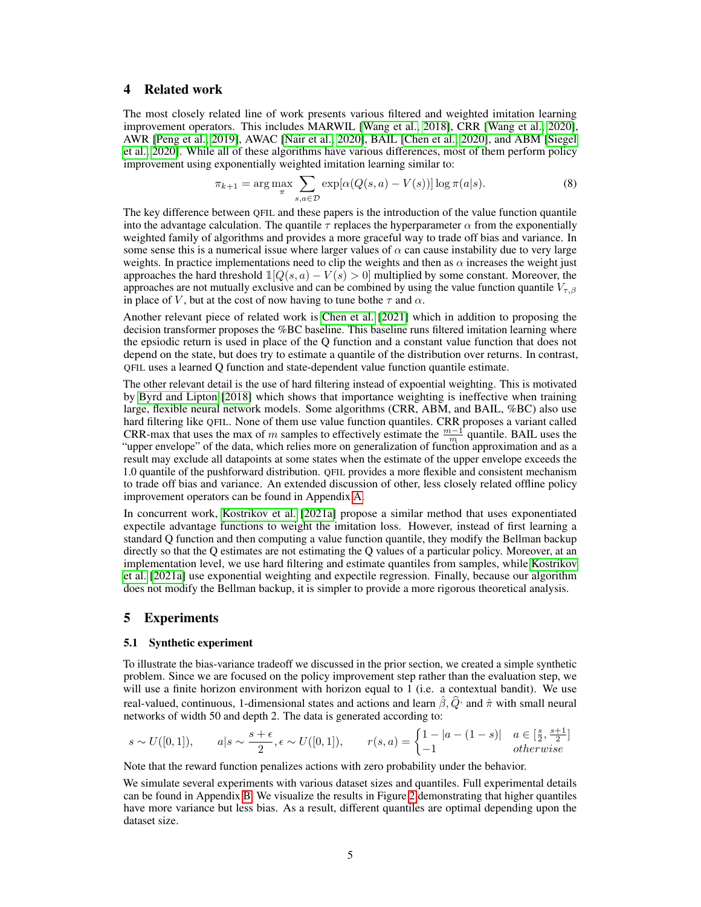## 4 Related work

The most closely related line of work presents various filtered and weighted imitation learning improvement operators. This includes MARWIL [Wang et al., 2018], CRR [Wang et al., 2020], AWR [Peng et al., 2019], AWAC [Nair et al., 2020], BAIL [Chen et al., 2020], and ABM [Siegel et al., 2020]. While all of these algorithms have various differences, most of them perform policy improvement using exponentially weighted imitation learning similar to:

$$\pi_{k+1} = \arg\max_{\pi} \sum_{s,a \in \mathcal{D}} \exp[\alpha(Q(s,a) - V(s))] \log \pi(a|s). \tag{8}$$

The key difference between QFIL and these papers is the introduction of the value function quantile into the advantage calculation. The quantile $\tau$ replaces the hyperparameter $\alpha$ from the exponentially weighted family of algorithms and provides a more graceful way to trade off bias and variance. In some sense this is a numerical issue where larger values of $\alpha$ can cause instability due to very large weights. In practice implementations need to clip the weights and then as $\alpha$ increases the weight just approaches the hard threshold $\mathbb{1}[Q(s,a) - V(s) > 0]$ multiplied by some constant. Moreover, the approaches are not mutually exclusive and can be combined by using the value function quantile $V_{\tau,\beta}$ in place of $V$, but at the cost of now having to tune bothe $\tau$ and $\alpha$.

Another relevant piece of related work is Chen et al. [2021] which in addition to proposing the decision transformer proposes the %BC baseline. This baseline runs filtered imitation learning where the epsiodic return is used in place of the Q function and a constant value function that does not depend on the state, but does try to estimate a quantile of the distribution over returns. In contrast, QFIL uses a learned Q function and state-dependent value function quantile estimate.

The other relevant detail is the use of hard filtering instead of expoential weighting. This is motivated by Byrd and Lipton [2018] which shows that importance weighting is ineffective when training large, flexible neural network models. Some algorithms (CRR, ABM, and BAIL, %BC) also use hard filtering like QFIL. None of them use value function quantiles. CRR proposes a variant called CRR-max that uses the max of $m$ samples to effectively estimate the $\frac{m-1}{m}$ quantile. BAIL uses the "upper envelope" of the data, which relies more on generalization of function approximation and as a result may exclude all datapoints at some states when the estimate of the upper envelope exceeds the 1.0 quantile of the pushforward distribution. QFIL provides a more flexible and consistent mechanism to trade off bias and variance. An extended discussion of other, less closely related offline policy improvement operators can be found in Appendix A.

In concurrent work, Kostrikov et al. [2021a] propose a similar method that uses exponentiated expectile advantage functions to weight the imitation loss. However, instead of first learning a standard Q function and then computing a value function quantile, they modify the Bellman backup directly so that the Q estimates are not estimating the Q values of a particular policy. Moreover, at an implementation level, we use hard filtering and estimate quantiles from samples, while Kostrikov et al. [2021a] use exponential weighting and expectile regression. Finally, because our algorithm does not modify the Bellman backup, it is simpler to provide a more rigorous theoretical analysis.

## 5 Experiments

### 5.1 Synthetic experiment

To illustrate the bias-variance tradeoff we discussed in the prior section, we created a simple synthetic problem. Since we are focused on the policy improvement step rather than the evaluation step, we will use a finite horizon environment with horizon equal to 1 (i.e. a contextual bandit). We use real-valued, continuous, 1-dimensional states and actions and learn $\hat{\beta}, \widehat{Q}$ and $\hat{\pi}$ with small neural networks of width 50 and depth 2. The data is generated according to:

$$s \sim U([0,1]), \qquad a|s \sim \frac{s+\epsilon}{2}, \epsilon \sim U([0,1]), \qquad r(s,a) = \begin{cases} 1 - |a - (1-s)| & a \in [\frac{s}{2}, \frac{s+1}{2}] \\ -1 & otherwise \end{cases}$$

Note that the reward function penalizes actions with zero probability under the behavior.

We simulate several experiments with various dataset sizes and quantiles. Full experimental details can be found in Appendix B. We visualize the results in Figure 2 demonstrating that higher quantiles have more variance but less bias. As a result, different quantiles are optimal depending upon the dataset size.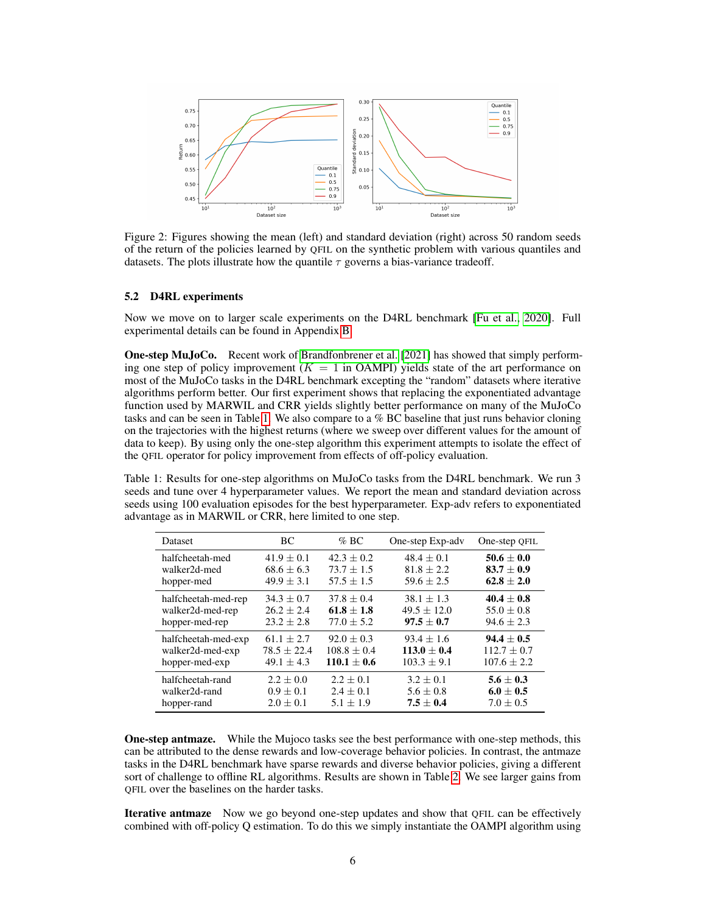Figure 2: Figures showing the mean (left) and standard deviation (right) across 50 random seeds of the return of the policies learned by QFIL on the synthetic problem with various quantiles and datasets. The plots illustrate how the quantile $\tau$ governs a bias-variance tradeoff.

### 5.2 D4RL experiments

Now we move on to larger scale experiments on the D4RL benchmark [Fu et al., 2020]. Full experimental details can be found in Appendix B.

**One-step MuJoCo.** Recent work of Brandfonbrener et al. [2021] has showed that simply performing one step of policy improvement ($K = 1$ in OAMPI) yields state of the art performance on most of the MuJoCo tasks in the D4RL benchmark excepting the "random" datasets where iterative algorithms perform better. Our first experiment shows that replacing the exponentiated advantage function used by MARWIL and CRR yields slightly better performance on many of the MuJoCo tasks and can be seen in Table 1. We also compare to a % BC baseline that just runs behavior cloning on the trajectories with the highest returns (where we sweep over different values for the amount of data to keep). By using only the one-step algorithm this experiment attempts to isolate the effect of the QFIL operator for policy improvement from effects of off-policy evaluation.

Table 1: Results for one-step algorithms on MuJoCo tasks from the D4RL benchmark. We run 3 seeds and tune over 4 hyperparameter values. We report the mean and standard deviation across seeds using 100 evaluation episodes for the best hyperparameter. Exp-adv refers to exponentiated advantage as in MARWIL or CRR, here limited to one step.

| Dataset | BC | % BC | One-step Exp-adv | One-step QFIL |
|---|---|---|---|---|
| halfcheetah-med | $41.9 \pm 0.1$ | $42.3 \pm 0.2$ | $48.4 \pm 0.1$ | $\mathbf{50.6 \pm 0.0}$ |
| walker2d-med | $68.6 \pm 6.3$ | $73.7 \pm 1.5$ | $81.8 \pm 2.2$ | $\mathbf{83.7 \pm 0.9}$ |
| hopper-med | $49.9 \pm 3.1$ | $57.5 \pm 1.5$ | $59.6 \pm 2.5$ | $\mathbf{62.8 \pm 2.0}$ |
| halfcheetah-med-rep | $34.3 \pm 0.7$ | $37.8 \pm 0.4$ | $38.1 \pm 1.3$ | $\mathbf{40.4 \pm 0.8}$ |
| walker2d-med-rep | $26.2 \pm 2.4$ | $\mathbf{61.8 \pm 1.8}$ | $49.5 \pm 12.0$ | $55.0 \pm 0.8$ |
| hopper-med-rep | $23.2 \pm 2.8$ | $77.0 \pm 5.2$ | $\mathbf{97.5 \pm 0.7}$ | $94.6 \pm 2.3$ |
| halfcheetah-med-exp | $61.1 \pm 2.7$ | $92.0 \pm 0.3$ | $93.4 \pm 1.6$ | $\mathbf{94.4 \pm 0.5}$ |
| walker2d-med-exp | $78.5 \pm 22.4$ | $108.8 \pm 0.4$ | $\mathbf{113.0 \pm 0.4}$ | $112.7 \pm 0.7$ |
| hopper-med-exp | $49.1 \pm 4.3$ | $\mathbf{110.1 \pm 0.6}$ | $103.3 \pm 9.1$ | $107.6 \pm 2.2$ |
| halfcheetah-rand | $2.2 \pm 0.0$ | $2.2 \pm 0.1$ | $3.2 \pm 0.1$ | $\mathbf{5.6 \pm 0.3}$ |
| walker2d-rand | $0.9 \pm 0.1$ | $2.4 \pm 0.1$ | $5.6 \pm 0.8$ | $\mathbf{6.0 \pm 0.5}$ |
| hopper-rand | $2.0 \pm 0.1$ | $5.1 \pm 1.9$ | $\mathbf{7.5 \pm 0.4}$ | $7.0 \pm 0.5$ |

**One-step antmaze.** While the Mujoco tasks see the best performance with one-step methods, this can be attributed to the dense rewards and low-coverage behavior policies. In contrast, the antmaze tasks in the D4RL benchmark have sparse rewards and diverse behavior policies, giving a different sort of challenge to offline RL algorithms. Results are shown in Table 2. We see larger gains from QFIL over the baselines on the harder tasks.

**Iterative antmaze** Now we go beyond one-step updates and show that QFIL can be effectively combined with off-policy Q estimation. To do this we simply instantiate the OAMPI algorithm using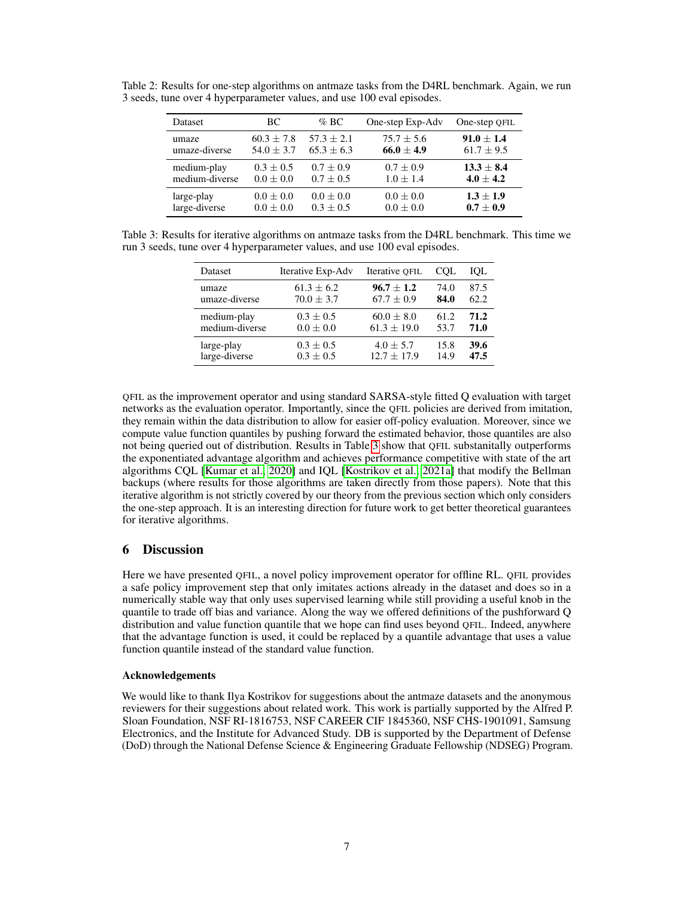Table 2: Results for one-step algorithms on antmaze tasks from the D4RL benchmark. Again, we run 3 seeds, tune over 4 hyperparameter values, and use 100 eval episodes.

| Dataset | BC | % BC | One-step Exp-Adv | One-step QFIL |
|---|---|---|---|---|
| umaze | $60.3 \pm 7.8$ | $57.3 \pm 2.1$ | $75.7 \pm 5.6$ | $\mathbf{91.0 \pm 1.4}$ |
| umaze-diverse | $54.0 \pm 3.7$ | $65.3 \pm 6.3$ | $\mathbf{66.0 \pm 4.9}$ | $61.7 \pm 9.5$ |
| medium-play | $0.3 \pm 0.5$ | $0.7 \pm 0.9$ | $0.7 \pm 0.9$ | $\mathbf{13.3 \pm 8.4}$ |
| medium-diverse | $0.0 \pm 0.0$ | $0.7 \pm 0.5$ | $1.0 \pm 1.4$ | $\mathbf{4.0 \pm 4.2}$ |
| large-play | $0.0 \pm 0.0$ | $0.0 \pm 0.0$ | $0.0 \pm 0.0$ | $\mathbf{1.3 \pm 1.9}$ |
| large-diverse | $0.0 \pm 0.0$ | $0.3 \pm 0.5$ | $0.0 \pm 0.0$ | $\mathbf{0.7 \pm 0.9}$ |

Table 3: Results for iterative algorithms on antmaze tasks from the D4RL benchmark. This time we run 3 seeds, tune over 4 hyperparameter values, and use 100 eval episodes.

| Dataset | Iterative Exp-Adv | Iterative QFIL | CQL | IQL |
|---|---|---|---|---|
| umaze | $61.3 \pm 6.2$ | $\mathbf{96.7 \pm 1.2}$ | 74.0 | 87.5 |
| umaze-diverse | $70.0 \pm 3.7$ | $67.7 \pm 0.9$ | **84.0** | 62.2 |
| medium-play | $0.3 \pm 0.5$ | $60.0 \pm 8.0$ | 61.2 | **71.2** |
| medium-diverse | $0.0 \pm 0.0$ | $61.3 \pm 19.0$ | 53.7 | **71.0** |
| large-play | $0.3 \pm 0.5$ | $4.0 \pm 5.7$ | 15.8 | **39.6** |
| large-diverse | $0.3 \pm 0.5$ | $12.7 \pm 17.9$ | 14.9 | **47.5** |

QFIL as the improvement operator and using standard SARSA-style fitted Q evaluation with target networks as the evaluation operator. Importantly, since the QFIL policies are derived from imitation, they remain within the data distribution to allow for easier off-policy evaluation. Moreover, since we compute value function quantiles by pushing forward the estimated behavior, those quantiles are also not being queried out of distribution. Results in Table 3 show that QFIL substantially outperforms the exponentiated advantage algorithm and achieves performance competitive with state of the art algorithms CQL [Kumar et al., 2020] and IQL [Kostrikov et al., 2021a] that modify the Bellman backups (where results for those algorithms are taken directly from those papers). Note that this iterative algorithm is not strictly covered by our theory from the previous section which only considers the one-step approach. It is an interesting direction for future work to get better theoretical guarantees for iterative algorithms.

## 6 Discussion

Here we have presented QFIL, a novel policy improvement operator for offline RL. QFIL provides a safe policy improvement step that only imitates actions already in the dataset and does so in a numerically stable way that only uses supervised learning while still providing a useful knob in the quantile to trade off bias and variance. Along the way we offered definitions of the pushforward Q distribution and value function quantile that we hope can find uses beyond QFIL. Indeed, anywhere that the advantage function is used, it could be replaced by a quantile advantage that uses a value function quantile instead of the standard value function.

### Acknowledgements

We would like to thank Ilya Kostrikov for suggestions about the antmaze datasets and the anonymous reviewers for their suggestions about related work. This work is partially supported by the Alfred P. Sloan Foundation, NSF RI-1816753, NSF CAREER CIF 1845360, NSF CHS-1901091, Samsung Electronics, and the Institute for Advanced Study. DB is supported by the Department of Defense (DoD) through the National Defense Science & Engineering Graduate Fellowship (NDSEG) Program.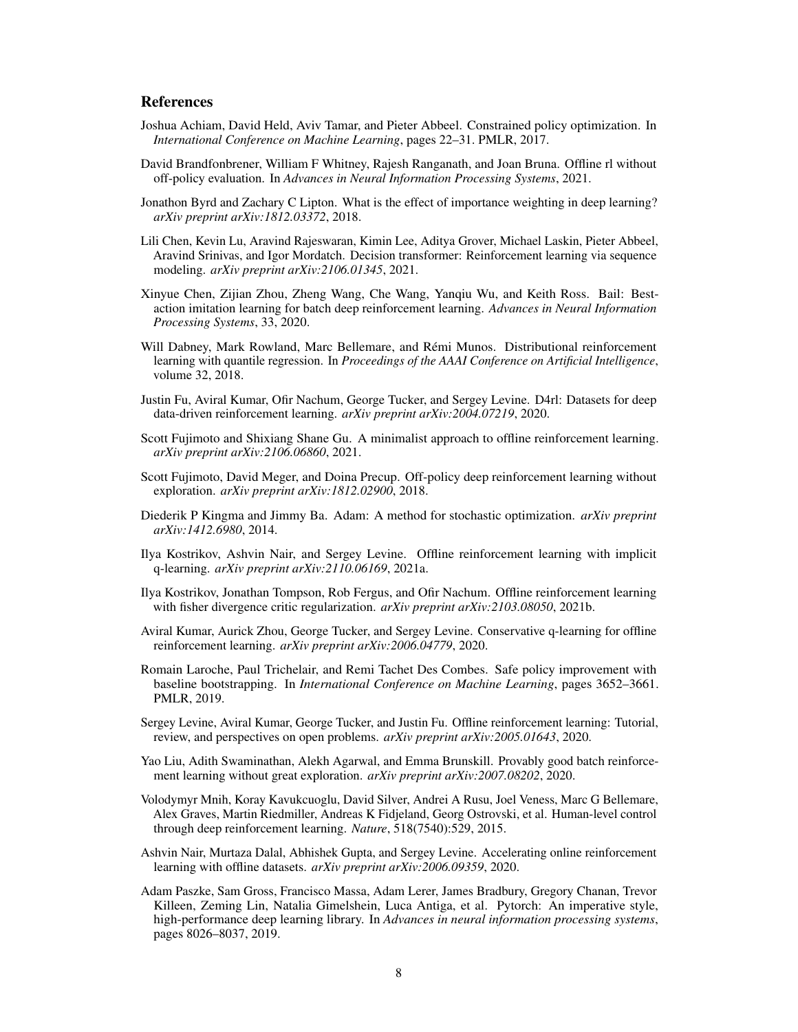## References

Joshua Achiam, David Held, Aviv Tamar, and Pieter Abbeel. Constrained policy optimization. In *International Conference on Machine Learning*, pages 22–31. PMLR, 2017.

David Brandfonbrener, William F Whitney, Rajesh Ranganath, and Joan Bruna. Offline rl without off-policy evaluation. In *Advances in Neural Information Processing Systems*, 2021.

Jonathon Byrd and Zachary C Lipton. What is the effect of importance weighting in deep learning? *arXiv preprint arXiv:1812.03372*, 2018.

Lili Chen, Kevin Lu, Aravind Rajeswaran, Kimin Lee, Aditya Grover, Michael Laskin, Pieter Abbeel, Aravind Srinivas, and Igor Mordatch. Decision transformer: Reinforcement learning via sequence modeling. *arXiv preprint arXiv:2106.01345*, 2021.

Xinyue Chen, Zijian Zhou, Zheng Wang, Che Wang, Yanqiu Wu, and Keith Ross. Bail: Best-action imitation learning for batch deep reinforcement learning. *Advances in Neural Information Processing Systems*, 33, 2020.

Will Dabney, Mark Rowland, Marc Bellemare, and Rémi Munos. Distributional reinforcement learning with quantile regression. In *Proceedings of the AAAI Conference on Artificial Intelligence*, volume 32, 2018.

Justin Fu, Aviral Kumar, Ofir Nachum, George Tucker, and Sergey Levine. D4rl: Datasets for deep data-driven reinforcement learning. *arXiv preprint arXiv:2004.07219*, 2020.

Scott Fujimoto and Shixiang Shane Gu. A minimalist approach to offline reinforcement learning. *arXiv preprint arXiv:2106.06860*, 2021.

Scott Fujimoto, David Meger, and Doina Precup. Off-policy deep reinforcement learning without exploration. *arXiv preprint arXiv:1812.02900*, 2018.

Diederik P Kingma and Jimmy Ba. Adam: A method for stochastic optimization. *arXiv preprint arXiv:1412.6980*, 2014.

Ilya Kostrikov, Ashvin Nair, and Sergey Levine. Offline reinforcement learning with implicit q-learning. *arXiv preprint arXiv:2110.06169*, 2021a.

Ilya Kostrikov, Jonathan Tompson, Rob Fergus, and Ofir Nachum. Offline reinforcement learning with fisher divergence critic regularization. *arXiv preprint arXiv:2103.08050*, 2021b.

Aviral Kumar, Aurick Zhou, George Tucker, and Sergey Levine. Conservative q-learning for offline reinforcement learning. *arXiv preprint arXiv:2006.04779*, 2020.

Romain Laroche, Paul Trichelair, and Remi Tachet Des Combes. Safe policy improvement with baseline bootstrapping. In *International Conference on Machine Learning*, pages 3652–3661. PMLR, 2019.

Sergey Levine, Aviral Kumar, George Tucker, and Justin Fu. Offline reinforcement learning: Tutorial, review, and perspectives on open problems. *arXiv preprint arXiv:2005.01643*, 2020.

Yao Liu, Adith Swaminathan, Alekh Agarwal, and Emma Brunskill. Provably good batch reinforcement learning without great exploration. *arXiv preprint arXiv:2007.08202*, 2020.

Volodymyr Mnih, Koray Kavukcuoglu, David Silver, Andrei A Rusu, Joel Veness, Marc G Bellemare, Alex Graves, Martin Riedmiller, Andreas K Fidjeland, Georg Ostrovski, et al. Human-level control through deep reinforcement learning. *Nature*, 518(7540):529, 2015.

Ashvin Nair, Murtaza Dalal, Abhishek Gupta, and Sergey Levine. Accelerating online reinforcement learning with offline datasets. *arXiv preprint arXiv:2006.09359*, 2020.

Adam Paszke, Sam Gross, Francisco Massa, Adam Lerer, James Bradbury, Gregory Chanan, Trevor Killeen, Zeming Lin, Natalia Gimelshein, Luca Antiga, et al. Pytorch: An imperative style, high-performance deep learning library. In *Advances in neural information processing systems*, pages 8026–8037, 2019.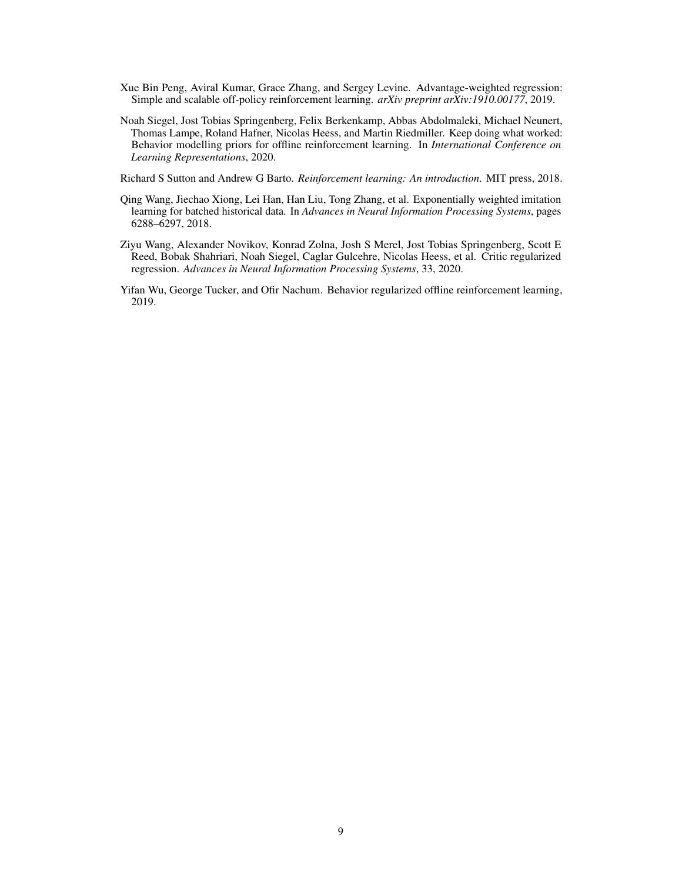Xue Bin Peng, Aviral Kumar, Grace Zhang, and Sergey Levine. Advantage-weighted regression: Simple and scalable off-policy reinforcement learning. *arXiv preprint arXiv:1910.00177*, 2019.

Noah Siegel, Jost Tobias Springenberg, Felix Berkenkamp, Abbas Abdolmaleki, Michael Neunert, Thomas Lampe, Roland Hafner, Nicolas Heess, and Martin Riedmiller. Keep doing what worked: Behavior modelling priors for offline reinforcement learning. In *International Conference on Learning Representations*, 2020.

Richard S Sutton and Andrew G Barto. *Reinforcement learning: An introduction*. MIT press, 2018.

Qing Wang, Jiechao Xiong, Lei Han, Han Liu, Tong Zhang, et al. Exponentially weighted imitation learning for batched historical data. In *Advances in Neural Information Processing Systems*, pages 6288–6297, 2018.

Ziyu Wang, Alexander Novikov, Konrad Zolna, Josh S Merel, Jost Tobias Springenberg, Scott E Reed, Bobak Shahriari, Noah Siegel, Caglar Gulcehre, Nicolas Heess, et al. Critic regularized regression. *Advances in Neural Information Processing Systems*, 33, 2020.

Yifan Wu, George Tucker, and Ofir Nachum. Behavior regularized offline reinforcement learning, 2019.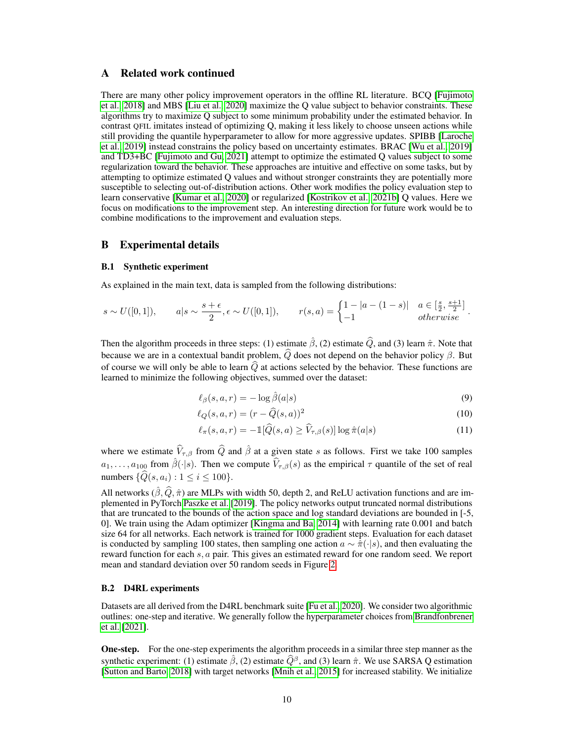# A Related work continued

There are many other policy improvement operators in the offline RL literature. BCQ [Fujimoto et al., 2018] and MBS [Liu et al., 2020] maximize the Q value subject to behavior constraints. These algorithms try to maximize Q subject to some minimum probability under the estimated behavior. In contrast QFIL imitates instead of optimizing Q, making it less likely to choose unseen actions while still providing the quantile hyperparameter to allow for more aggressive updates. SPIBB [Laroche et al., 2019] instead constrains the policy based on uncertainty estimates. BRAC [Wu et al., 2019] and TD3+BC [Fujimoto and Gu, 2021] attempt to optimize the estimated Q values subject to some regularization toward the behavior. These approaches are intuitive and effective on some tasks, but by attempting to optimize estimated Q values and without stronger constraints they are potentially more susceptible to selecting out-of-distribution actions. Other work modifies the policy evaluation step to learn conservative [Kumar et al., 2020] or regularized [Kostrikov et al., 2021b] Q values. Here we focus on modifications to the improvement step. An interesting direction for future work would be to combine modifications to the improvement and evaluation steps.

# B Experimental details

## B.1 Synthetic experiment

As explained in the main text, data is sampled from the following distributions:

$$s \sim U([0,1]), \qquad a|s \sim \frac{s+\epsilon}{2}, \epsilon \sim U([0,1]), \qquad r(s,a) = \begin{cases} 1 - |a - (1-s)| & a \in [\frac{s}{2}, \frac{s+1}{2}] \\ -1 & otherwise \end{cases}.$$

Then the algorithm proceeds in three steps: (1) estimate $\hat{\beta}$, (2) estimate $\widehat{Q}$, and (3) learn $\hat{\pi}$. Note that because we are in a contextual bandit problem, $\widehat{Q}$ does not depend on the behavior policy $\beta$. But of course we will only be able to learn $\widehat{Q}$ at actions selected by the behavior. These functions are learned to minimize the following objectives, summed over the dataset:

$$\ell_\beta(s,a,r) = -\log \hat{\beta}(a|s) \tag{9}$$

$$\ell_Q(s,a,r) = (r - \widehat{Q}(s,a))^2 \tag{10}$$

$$\ell_\pi(s,a,r) = -\mathbb{1}[\widehat{Q}(s,a) \geq \widehat{V}_{\tau,\beta}(s)] \log \hat{\pi}(a|s) \tag{11}$$

where we estimate $\widehat{V}_{\tau,\beta}$ from $\widehat{Q}$ and $\hat{\beta}$ at a given state $s$ as follows. First we take 100 samples $a_1, \dots, a_{100}$ from $\hat{\beta}(\cdot|s)$. Then we compute $\widehat{V}_{\tau,\beta}(s)$ as the empirical $\tau$ quantile of the set of real numbers $\{\widehat{Q}(s,a_i) : 1 \leq i \leq 100\}$.

All networks ($\hat{\beta}, \widehat{Q}, \hat{\pi}$) are MLPs with width 50, depth 2, and ReLU activation functions and are implemented in PyTorch Paszke et al. [2019]. The policy networks output truncated normal distributions that are truncated to the bounds of the action space and log standard deviations are bounded in [-5, 0]. We train using the Adam optimizer [Kingma and Ba, 2014] with learning rate 0.001 and batch size 64 for all networks. Each network is trained for 1000 gradient steps. Evaluation for each dataset is conducted by sampling 100 states, then sampling one action $a \sim \hat{\pi}(\cdot|s)$, and then evaluating the reward function for each $s, a$ pair. This gives an estimated reward for one random seed. We report mean and standard deviation over 50 random seeds in Figure 2.

## B.2 D4RL experiments

Datasets are all derived from the D4RL benchmark suite [Fu et al., 2020]. We consider two algorithmic outlines: one-step and iterative. We generally follow the hyperparameter choices from Brandfonbrener et al. [2021].

**One-step.** For the one-step experiments the algorithm proceeds in a similar three step manner as the synthetic experiment: (1) estimate $\hat{\beta}$, (2) estimate $\widehat{Q}^\beta$, and (3) learn $\hat{\pi}$. We use SARSA Q estimation [Sutton and Barto, 2018] with target networks [Mnih et al., 2015] for increased stability. We initialize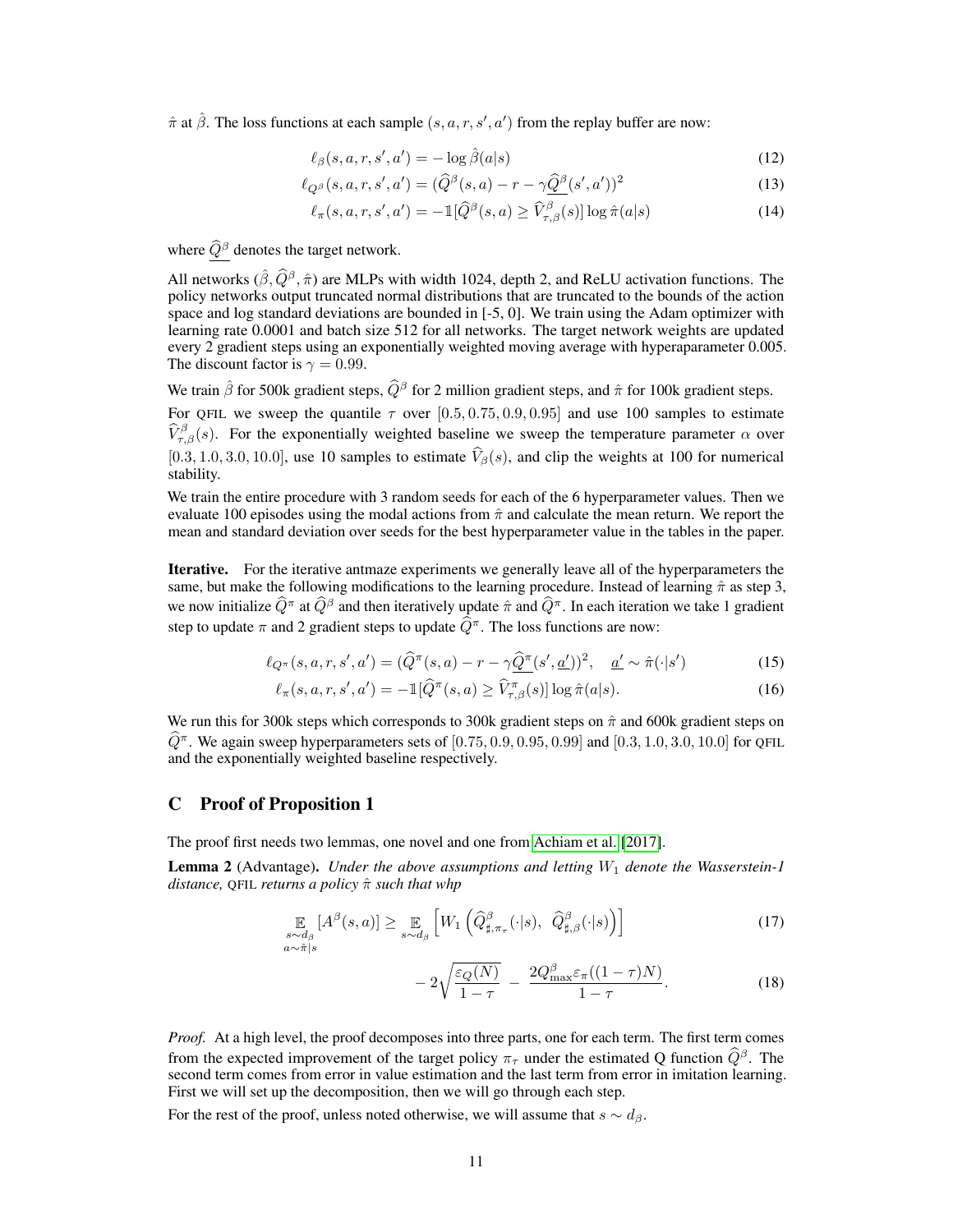$\hat{\pi}$ at $\hat{\beta}$. The loss functions at each sample $(s, a, r, s', a')$ from the replay buffer are now:

$$\ell_\beta(s, a, r, s', a') = -\log \hat{\beta}(a|s) \tag{12}$$

$$\ell_{Q^\beta}(s, a, r, s', a') = (\widehat{Q}^\beta(s, a) - r - \gamma \underline{\widehat{Q}^\beta}(s', a'))^2 \tag{13}$$

$$\ell_\pi(s, a, r, s', a') = -\mathbb{1}[\widehat{Q}^\beta(s, a) \geq \widehat{V}^\beta_{\tau,\beta}(s)] \log \hat{\pi}(a|s) \tag{14}$$

where $\underline{\widehat{Q}^\beta}$ denotes the target network.

All networks $(\hat{\beta}, \widehat{Q}^\beta, \hat{\pi})$ are MLPs with width 1024, depth 2, and ReLU activation functions. The policy networks output truncated normal distributions that are truncated to the bounds of the action space and log standard deviations are bounded in [-5, 0]. We train using the Adam optimizer with learning rate 0.0001 and batch size 512 for all networks. The target network weights are updated every 2 gradient steps using an exponentially weighted moving average with hyperaparameter 0.005. The discount factor is $\gamma = 0.99$.

We train $\hat{\beta}$ for 500k gradient steps, $\widehat{Q}^\beta$ for 2 million gradient steps, and $\hat{\pi}$ for 100k gradient steps.

For QFIL we sweep the quantile $\tau$ over $[0.5, 0.75, 0.9, 0.95]$ and use 100 samples to estimate $\widehat{V}^\beta_{\tau,\beta}(s)$. For the exponentially weighted baseline we sweep the temperature parameter $\alpha$ over $[0.3, 1.0, 3.0, 10.0]$, use 10 samples to estimate $\widehat{V}_\beta(s)$, and clip the weights at 100 for numerical stability.

We train the entire procedure with 3 random seeds for each of the 6 hyperparameter values. Then we evaluate 100 episodes using the modal actions from $\hat{\pi}$ and calculate the mean return. We report the mean and standard deviation over seeds for the best hyperparameter value in the tables in the paper.

**Iterative.** For the iterative antmaze experiments we generally leave all of the hyperparameters the same, but make the following modifications to the learning procedure. Instead of learning $\hat{\pi}$ as step 3, we now initialize $\widehat{Q}^\pi$ at $\widehat{Q}^\beta$ and then iteratively update $\hat{\pi}$ and $\widehat{Q}^\pi$. In each iteration we take 1 gradient step to update $\pi$ and 2 gradient steps to update $\widehat{Q}^\pi$. The loss functions are now:

$$\ell_{Q^\pi}(s, a, r, s', a') = (\widehat{Q}^\pi(s, a) - r - \gamma \underline{\widehat{Q}^\pi}(s', \underline{a'}))^2, \quad \underline{a'} \sim \hat{\pi}(\cdot|s') \tag{15}$$

$$\ell_\pi(s, a, r, s', a') = -\mathbb{1}[\widehat{Q}^\pi(s, a) \geq \widehat{V}^\pi_{\tau,\beta}(s)] \log \hat{\pi}(a|s). \tag{16}$$

We run this for 300k steps which corresponds to 300k gradient steps on $\hat{\pi}$ and 600k gradient steps on $\widehat{Q}^\pi$. We again sweep hyperparameters sets of $[0.75, 0.9, 0.95, 0.99]$ and $[0.3, 1.0, 3.0, 10.0]$ for QFIL and the exponentially weighted baseline respectively.

## C Proof of Proposition 1

The proof first needs two lemmas, one novel and one from Achiam et al. [2017].

**Lemma 2** (Advantage). *Under the above assumptions and letting $W_1$ denote the Wasserstein-1 distance,* QFIL *returns a policy $\hat{\pi}$ such that whp*

$$\mathop{\mathbb{E}}_{\substack{s\sim d_\beta \\ a\sim\hat{\pi}|s}}[A^\beta(s, a)] \geq \mathop{\mathbb{E}}_{s\sim d_\beta}\left[W_1\left(\widehat{Q}^\beta_{\sharp,\pi_\tau}(\cdot|s),\ \widehat{Q}^\beta_{\sharp,\beta}(\cdot|s)\right)\right] \tag{17}$$

$$- 2\sqrt{\frac{\varepsilon_Q(N)}{1-\tau}} \ - \ \frac{2Q^\beta_{\max}\varepsilon_\pi((1-\tau)N)}{1-\tau}. \tag{18}$$

*Proof.* At a high level, the proof decomposes into three parts, one for each term. The first term comes from the expected improvement of the target policy $\pi_\tau$ under the estimated Q function $\widehat{Q}^\beta$. The second term comes from error in value estimation and the last term from error in imitation learning. First we will set up the decomposition, then we will go through each step.

For the rest of the proof, unless noted otherwise, we will assume that $s \sim d_\beta$.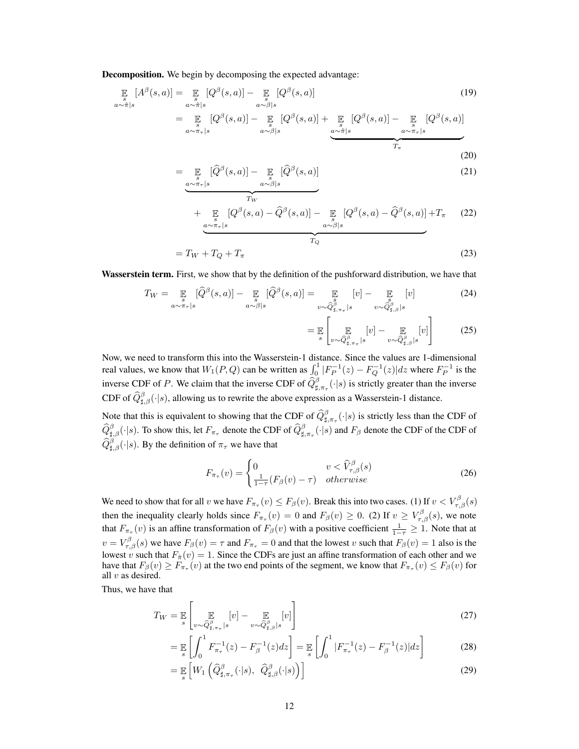**Decomposition.** We begin by decomposing the expected advantage:

$$\mathop{\mathbb{E}}_{\substack{s\\ a\sim\hat{\pi}|s}}[A^\beta(s,a)] = \mathop{\mathbb{E}}_{\substack{s\\ a\sim\hat{\pi}|s}}[Q^\beta(s,a)] - \mathop{\mathbb{E}}_{\substack{s\\ a\sim\beta|s}}[Q^\beta(s,a)] \tag{19}$$

$$= \mathop{\mathbb{E}}_{\substack{s\\ a\sim\pi_\tau|s}}[Q^\beta(s,a)] - \mathop{\mathbb{E}}_{\substack{s\\ a\sim\beta|s}}[Q^\beta(s,a)] + \underbrace{\mathop{\mathbb{E}}_{\substack{s\\ a\sim\hat{\pi}|s}}[Q^\beta(s,a)] - \mathop{\mathbb{E}}_{\substack{s\\ a\sim\pi_\tau|s}}[Q^\beta(s,a)]}_{T_\pi} \tag{20}$$

$$= \underbrace{\mathop{\mathbb{E}}_{\substack{s\\ a\sim\pi_\tau|s}}[\widehat{Q}^\beta(s,a)] - \mathop{\mathbb{E}}_{\substack{s\\ a\sim\beta|s}}[\widehat{Q}^\beta(s,a)]}_{T_W} \tag{21}$$

$$+ \underbrace{\mathop{\mathbb{E}}_{\substack{s\\ a\sim\pi_\tau|s}}[Q^\beta(s,a) - \widehat{Q}^\beta(s,a)] - \mathop{\mathbb{E}}_{\substack{s\\ a\sim\beta|s}}[Q^\beta(s,a) - \widehat{Q}^\beta(s,a)]}_{T_Q} + T_\pi \tag{22}$$

$$= T_W + T_Q + T_\pi \tag{23}$$

**Wasserstein term.** First, we show that by the definition of the pushforward distribution, we have that

$$T_W = \mathop{\mathbb{E}}_{\substack{s\\ a\sim\pi_\tau|s}}[\widehat{Q}^\beta(s,a)] - \mathop{\mathbb{E}}_{\substack{s\\ a\sim\beta|s}}[\widehat{Q}^\beta(s,a)] = \mathop{\mathbb{E}}_{\substack{s\\ v\sim\widehat{Q}^\beta_{\sharp,\pi_\tau}|s}}[v] - \mathop{\mathbb{E}}_{\substack{s\\ v\sim\widehat{Q}^\beta_{\sharp,\beta}|s}}[v] \tag{24}$$

$$= \mathop{\mathbb{E}}_{s}\left[\mathop{\mathbb{E}}_{v\sim\widehat{Q}^\beta_{\sharp,\pi_\tau}|s}[v] - \mathop{\mathbb{E}}_{v\sim\widehat{Q}^\beta_{\sharp,\beta}|s}[v]\right] \tag{25}$$

Now, we need to transform this into the Wasserstein-1 distance. Since the values are 1-dimensional real values, we know that $W_1(P,Q)$ can be written as $\int_0^1 |F_P^{-1}(z) - F_Q^{-1}(z)|dz$ where $F_P^{-1}$ is the inverse CDF of $P$. We claim that the inverse CDF of $\widehat{Q}^\beta_{\sharp,\pi_\tau}(\cdot|s)$ is strictly greater than the inverse CDF of $\widehat{Q}^\beta_{\sharp,\beta}(\cdot|s)$, allowing us to rewrite the above expression as a Wasserstein-1 distance.

Note that this is equivalent to showing that the CDF of $\widehat{Q}^\beta_{\sharp,\pi_\tau}(\cdot|s)$ is strictly less than the CDF of $\widehat{Q}^\beta_{\sharp,\beta}(\cdot|s)$. To show this, let $F_{\pi_\tau}$ denote the CDF of $\widehat{Q}^\beta_{\sharp,\pi_\tau}(\cdot|s)$ and $F_\beta$ denote the CDF of the CDF of $\widehat{Q}^\beta_{\sharp,\beta}(\cdot|s)$. By the definition of $\pi_\tau$ we have that

$$F_{\pi_\tau}(v) = \begin{cases} 0 & v < \widehat{V}^\beta_{\tau,\beta}(s) \\ \frac{1}{1-\tau}(F_\beta(v) - \tau) & otherwise \end{cases} \tag{26}$$

We need to show that for all $v$ we have $F_{\pi_\tau}(v) \leq F_\beta(v)$. Break this into two cases. (1) If $v < V^\beta_{\tau,\beta}(s)$ then the inequality clearly holds since $F_{\pi_\tau}(v) = 0$ and $F_\beta(v) \geq 0$. (2) If $v \geq V^\beta_{\tau,\beta}(s)$, we note that $F_{\pi_\tau}(v)$ is an affine transformation of $F_\beta(v)$ with a positive coefficient $\frac{1}{1-\tau} \geq 1$. Note that at $v = V^\beta_{\tau,\beta}(s)$ we have $F_\beta(v) = \tau$ and $F_{\pi_\tau} = 0$ and that the lowest $v$ such that $F_\beta(v) = 1$ also is the lowest $v$ such that $F_{\hat{\pi}}(v) = 1$. Since the CDFs are just an affine transformation of each other and we have that $F_\beta(v) \geq F_{\pi_\tau}(v)$ at the two end points of the segment, we know that $F_{\pi_\tau}(v) \leq F_\beta(v)$ for all $v$ as desired.

Thus, we have that

$$T_W = \mathop{\mathbb{E}}_{s}\left[\mathop{\mathbb{E}}_{v\sim\widehat{Q}^\beta_{\sharp,\pi_\tau}|s}[v] - \mathop{\mathbb{E}}_{v\sim\widehat{Q}^\beta_{\sharp,\beta}|s}[v]\right] \tag{27}$$

$$= \mathop{\mathbb{E}}_{s}\left[\int_0^1 F_{\pi_\tau}^{-1}(z) - F_\beta^{-1}(z)dz\right] = \mathop{\mathbb{E}}_{s}\left[\int_0^1 |F_{\pi_\tau}^{-1}(z) - F_\beta^{-1}(z)|dz\right] \tag{28}$$

$$= \mathop{\mathbb{E}}_{s}\left[W_1\left(\widehat{Q}^\beta_{\sharp,\pi_\tau}(\cdot|s),\ \widehat{Q}^\beta_{\sharp,\beta}(\cdot|s)\right)\right] \tag{29}$$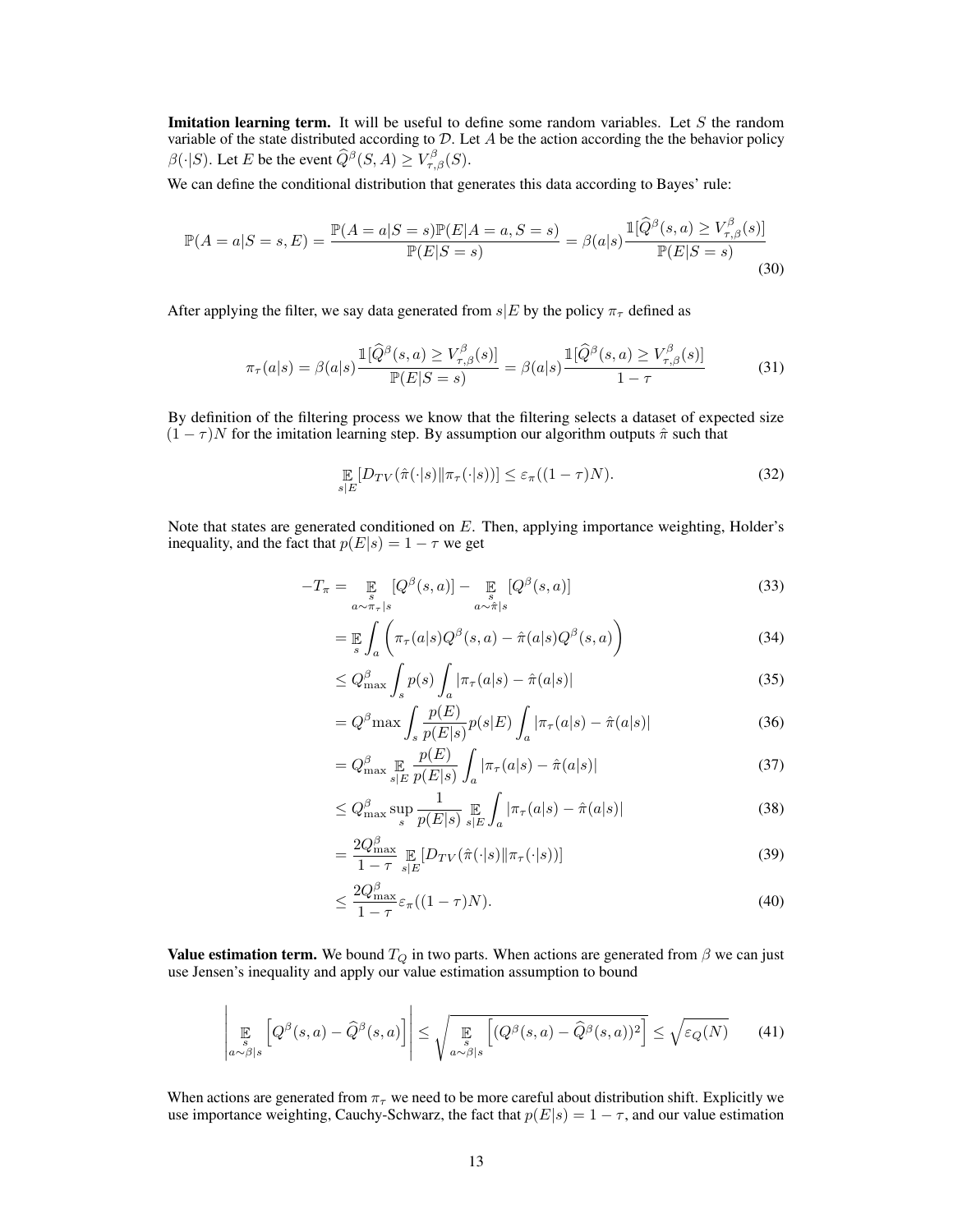**Imitation learning term.** It will be useful to define some random variables. Let $S$ the random variable of the state distributed according to $\mathcal{D}$. Let $A$ be the action according the the behavior policy $\beta(\cdot|S)$. Let $E$ be the event $\widehat{Q}^\beta(S,A) \geq V^\beta_{\tau,\beta}(S)$.

We can define the conditional distribution that generates this data according to Bayes' rule:

$$\mathbb{P}(A=a|S=s,E) = \frac{\mathbb{P}(A=a|S=s)\mathbb{P}(E|A=a,S=s)}{\mathbb{P}(E|S=s)} = \beta(a|s)\frac{\mathbb{1}[\widehat{Q}^\beta(s,a) \geq V^\beta_{\tau,\beta}(s)]}{\mathbb{P}(E|S=s)} \tag{30}$$

After applying the filter, we say data generated from $s|E$ by the policy $\pi_\tau$ defined as

$$\pi_\tau(a|s) = \beta(a|s)\frac{\mathbb{1}[\widehat{Q}^\beta(s,a) \geq V^\beta_{\tau,\beta}(s)]}{\mathbb{P}(E|S=s)} = \beta(a|s)\frac{\mathbb{1}[\widehat{Q}^\beta(s,a) \geq V^\beta_{\tau,\beta}(s)]}{1-\tau} \tag{31}$$

By definition of the filtering process we know that the filtering selects a dataset of expected size $(1-\tau)N$ for the imitation learning step. By assumption our algorithm outputs $\hat{\pi}$ such that

$$\mathop{\mathbb{E}}_{s|E}[D_{TV}(\hat{\pi}(\cdot|s)\|\pi_\tau(\cdot|s))] \leq \varepsilon_\pi((1-\tau)N). \tag{32}$$

Note that states are generated conditioned on $E$. Then, applying importance weighting, Holder's inequality, and the fact that $p(E|s) = 1-\tau$ we get

$$
\begin{aligned}
-T_\pi &= \mathop{\mathbb{E}}_{\substack{s\\ a\sim\pi_\tau|s}}[Q^\beta(s,a)] - \mathop{\mathbb{E}}_{\substack{s\\ a\sim\hat{\pi}|s}}[Q^\beta(s,a)] && (33)\\
&= \mathop{\mathbb{E}}_{s}\int_a \left(\pi_\tau(a|s)Q^\beta(s,a) - \hat{\pi}(a|s)Q^\beta(s,a)\right) && (34)\\
&\leq Q^\beta_{\max}\int_s p(s)\int_a |\pi_\tau(a|s) - \hat{\pi}(a|s)| && (35)\\
&= Q^\beta \max \int_s \frac{p(E)}{p(E|s)}p(s|E)\int_a |\pi_\tau(a|s) - \hat{\pi}(a|s)| && (36)\\
&= Q^\beta_{\max} \mathop{\mathbb{E}}_{s|E}\frac{p(E)}{p(E|s)}\int_a |\pi_\tau(a|s) - \hat{\pi}(a|s)| && (37)\\
&\leq Q^\beta_{\max}\sup_s \frac{1}{p(E|s)}\mathop{\mathbb{E}}_{s|E}\int_a |\pi_\tau(a|s) - \hat{\pi}(a|s)| && (38)\\
&= \frac{2Q^\beta_{\max}}{1-\tau}\mathop{\mathbb{E}}_{s|E}[D_{TV}(\hat{\pi}(\cdot|s)\|\pi_\tau(\cdot|s))] && (39)\\
&\leq \frac{2Q^\beta_{\max}}{1-\tau}\varepsilon_\pi((1-\tau)N). && (40)
\end{aligned}
$$

**Value estimation term.** We bound $T_Q$ in two parts. When actions are generated from $\beta$ we can just use Jensen's inequality and apply our value estimation assumption to bound

$$\left|\mathop{\mathbb{E}}_{\substack{s\\ a\sim\beta|s}}\left[Q^\beta(s,a) - \widehat{Q}^\beta(s,a)\right]\right| \leq \sqrt{\mathop{\mathbb{E}}_{\substack{s\\ a\sim\beta|s}}\left[(Q^\beta(s,a) - \widehat{Q}^\beta(s,a))^2\right]} \leq \sqrt{\varepsilon_Q(N)} \tag{41}$$

When actions are generated from $\pi_\tau$ we need to be more careful about distribution shift. Explicitly we use importance weighting, Cauchy-Schwarz, the fact that $p(E|s) = 1-\tau$, and our value estimation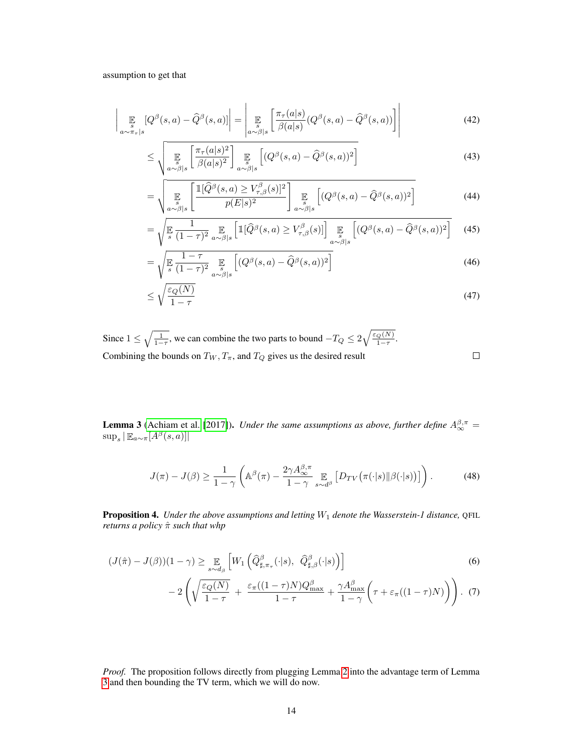assumption to get that

$$\left| \mathop{\mathbb{E}}_{\substack{s \\ a\sim\pi_\tau|s}} [Q^\beta(s,a) - \widehat{Q}^\beta(s,a)] \right| = \left| \mathop{\mathbb{E}}_{\substack{s \\ a\sim\beta|s}} \left[ \frac{\pi_\tau(a|s)}{\beta(a|s)} (Q^\beta(s,a) - \widehat{Q}^\beta(s,a)) \right] \right| \tag{42}$$

$$\leq \sqrt{ \mathop{\mathbb{E}}_{\substack{s \\ a\sim\beta|s}} \left[ \frac{\pi_\tau(a|s)^2}{\beta(a|s)^2} \right] \mathop{\mathbb{E}}_{\substack{s \\ a\sim\beta|s}} \left[ (Q^\beta(s,a) - \widehat{Q}^\beta(s,a))^2 \right] } \tag{43}$$

$$= \sqrt{ \mathop{\mathbb{E}}_{\substack{s \\ a\sim\beta|s}} \left[ \frac{\mathbb{1}[\widehat{Q}^\beta(s,a) \geq V^\beta_{\tau,\beta}(s)]^2}{p(E|s)^2} \right] \mathop{\mathbb{E}}_{\substack{s \\ a\sim\beta|s}} \left[ (Q^\beta(s,a) - \widehat{Q}^\beta(s,a))^2 \right] } \tag{44}$$

$$= \sqrt{ \mathop{\mathbb{E}}_{s} \frac{1}{(1-\tau)^2} \mathop{\mathbb{E}}_{a\sim\beta|s} \left[ \mathbb{1}[\widehat{Q}^\beta(s,a) \geq V^\beta_{\tau,\beta}(s)] \right] \mathop{\mathbb{E}}_{\substack{s \\ a\sim\beta|s}} \left[ (Q^\beta(s,a) - \widehat{Q}^\beta(s,a))^2 \right] } \tag{45}$$

$$= \sqrt{ \mathop{\mathbb{E}}_{s} \frac{1-\tau}{(1-\tau)^2} \mathop{\mathbb{E}}_{\substack{s \\ a\sim\beta|s}} \left[ (Q^\beta(s,a) - \widehat{Q}^\beta(s,a))^2 \right] } \tag{46}$$

$$\leq \sqrt{\frac{\varepsilon_Q(N)}{1-\tau}} \tag{47}$$

Since $1 \leq \sqrt{\frac{1}{1-\tau}}$, we can combine the two parts to bound $-T_Q \leq 2\sqrt{\frac{\varepsilon_Q(N)}{1-\tau}}$.

Combining the bounds on $T_W, T_\pi$, and $T_Q$ gives us the desired result ∎

**Lemma 3** (Achiam et al. [2017]). *Under the same assumptions as above, further define* $A^{\beta,\pi}_\infty = \sup_s |\mathbb{E}_{a\sim\pi}[A^\beta(s,a)]|$

$$J(\pi) - J(\beta) \geq \frac{1}{1-\gamma} \left( \mathbb{A}^\beta(\pi) - \frac{2\gamma A^{\beta,\pi}_\infty}{1-\gamma} \mathop{\mathbb{E}}_{s\sim d^\beta} \left[ D_{TV}\left(\pi(\cdot|s) \| \beta(\cdot|s)\right) \right] \right). \tag{48}$$

**Proposition 4.** *Under the above assumptions and letting $W_1$ denote the Wasserstein-1 distance,* QFIL *returns a policy $\hat{\pi}$ such that whp*

$$(J(\hat{\pi}) - J(\beta))(1-\gamma) \geq \mathop{\mathbb{E}}_{s\sim d_\beta} \left[ W_1\left( \widehat{Q}^\beta_{\sharp,\pi_\tau}(\cdot|s),\ \widehat{Q}^\beta_{\sharp,\beta}(\cdot|s) \right) \right] \tag{6}$$

$$- 2\left( \sqrt{\frac{\varepsilon_Q(N)}{1-\tau}} + \frac{\varepsilon_\pi((1-\tau)N) Q^\beta_{\max}}{1-\tau} + \frac{\gamma A^\beta_{\max}}{1-\gamma}\left( \tau + \varepsilon_\pi((1-\tau)N) \right) \right). \tag{7}$$

*Proof.* The proposition follows directly from plugging Lemma 2 into the advantage term of Lemma 3 and then bounding the TV term, which we will do now.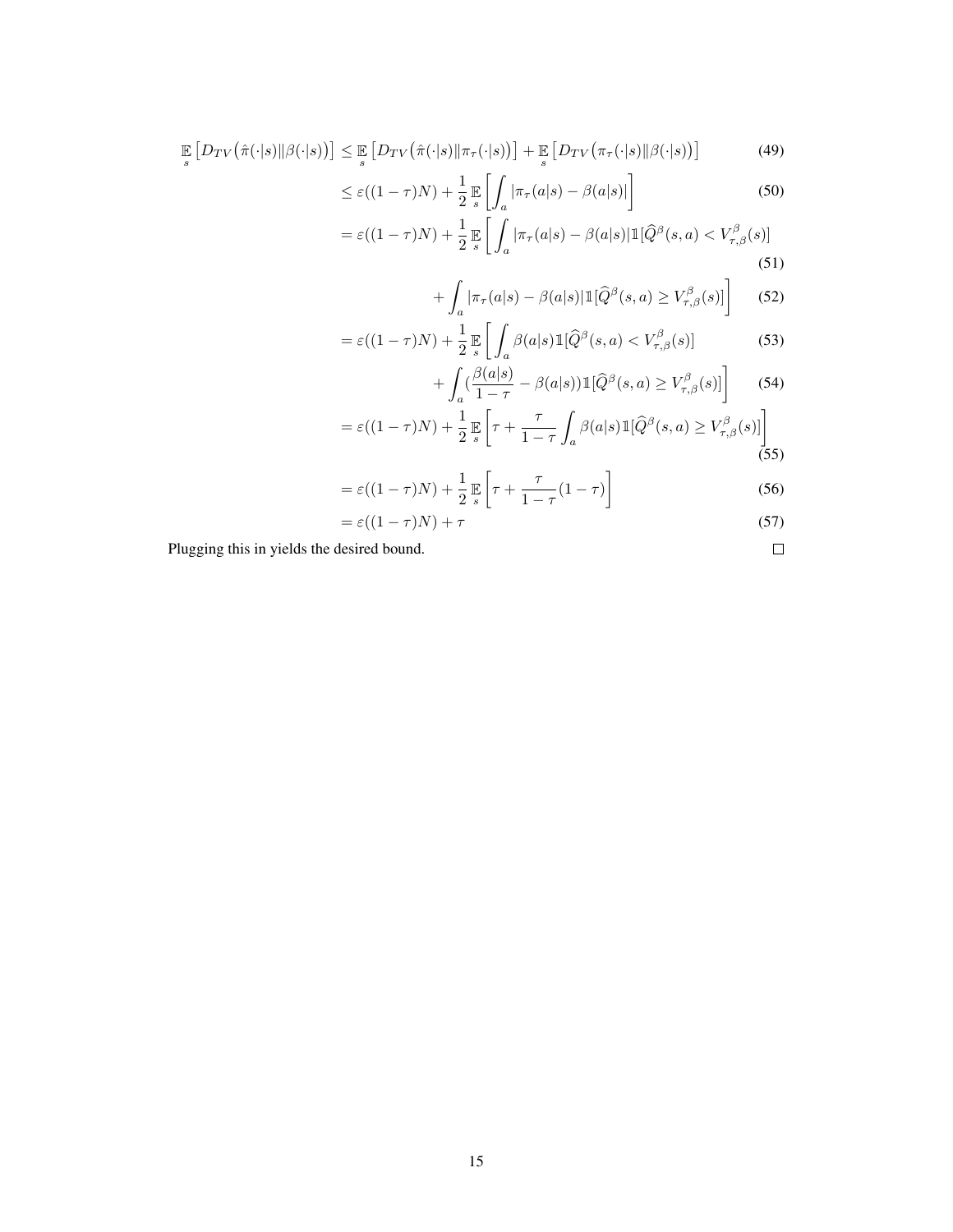$$\mathop{\mathbb{E}}_{s}\left[D_{TV}\big(\hat{\pi}(\cdot|s)\|\beta(\cdot|s)\big)\right] \leq \mathop{\mathbb{E}}_{s}\left[D_{TV}\big(\hat{\pi}(\cdot|s)\|\pi_\tau(\cdot|s)\big)\right] + \mathop{\mathbb{E}}_{s}\left[D_{TV}\big(\pi_\tau(\cdot|s)\|\beta(\cdot|s)\big)\right] \tag{49}$$

$$\leq \varepsilon((1-\tau)N) + \frac{1}{2}\mathop{\mathbb{E}}_{s}\left[\int_a |\pi_\tau(a|s) - \beta(a|s)|\right] \tag{50}$$

$$= \varepsilon((1-\tau)N) + \frac{1}{2}\mathop{\mathbb{E}}_{s}\Bigg[\int_a |\pi_\tau(a|s) - \beta(a|s)|\mathbb{1}[\widehat{Q}^\beta(s,a) < V^\beta_{\tau,\beta}(s)] \tag{51}$$

$$+ \int_a |\pi_\tau(a|s) - \beta(a|s)|\mathbb{1}[\widehat{Q}^\beta(s,a) \geq V^\beta_{\tau,\beta}(s)]\Bigg] \tag{52}$$

$$= \varepsilon((1-\tau)N) + \frac{1}{2}\mathop{\mathbb{E}}_{s}\Bigg[\int_a \beta(a|s)\mathbb{1}[\widehat{Q}^\beta(s,a) < V^\beta_{\tau,\beta}(s)] \tag{53}$$

$$+ \int_a (\frac{\beta(a|s)}{1-\tau} - \beta(a|s))\mathbb{1}[\widehat{Q}^\beta(s,a) \geq V^\beta_{\tau,\beta}(s)]\Bigg] \tag{54}$$

$$= \varepsilon((1-\tau)N) + \frac{1}{2}\mathop{\mathbb{E}}_{s}\left[\tau + \frac{\tau}{1-\tau}\int_a \beta(a|s)\mathbb{1}[\widehat{Q}^\beta(s,a) \geq V^\beta_{\tau,\beta}(s)]\right] \tag{55}$$

$$= \varepsilon((1-\tau)N) + \frac{1}{2}\mathop{\mathbb{E}}_{s}\left[\tau + \frac{\tau}{1-\tau}(1-\tau)\right] \tag{56}$$

$$= \varepsilon((1-\tau)N) + \tau \tag{57}$$

Plugging this in yields the desired bound. □